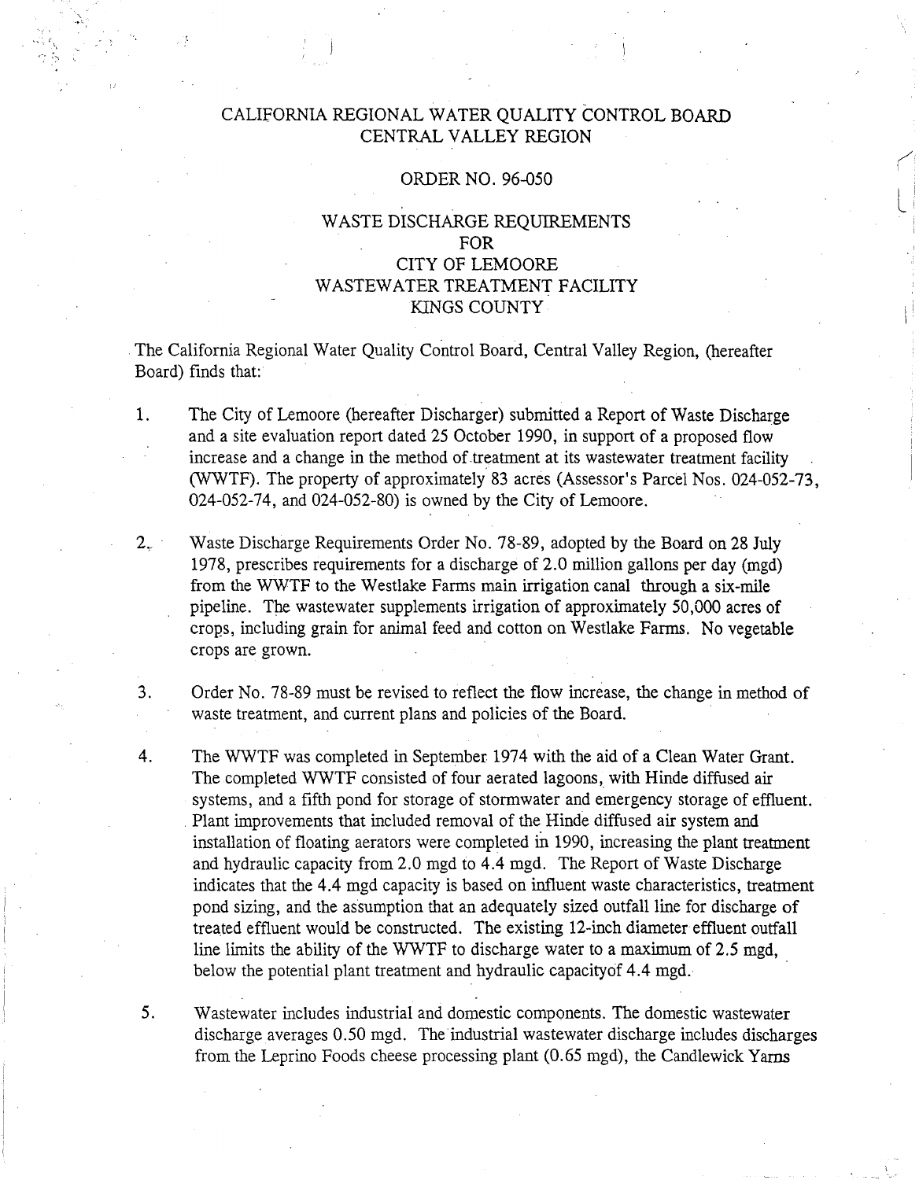# CALIFORNIA REGIONAL WATER QUALITY CONTROL BOARD
# CENTRAL VALLEY REGION

## ORDER NO. 96-050

## WASTE DISCHARGE REQUIREMENTS FOR CITY OF LEMOORE WASTEWATER TREATMENT FACILITY KINGS COUNTY

The California Regional Water Quality Control Board, Central Valley Region, (hereafter Board) finds that:

1. The City of Lemoore (hereafter Discharger) submitted a Report of Waste Discharge and a site evaluation report dated 25 October 1990, in support of a proposed flow increase and a change in the method of treatment at its wastewater treatment facility (WWTF). The property of approximately 83 acres (Assessor's Parcel Nos. 024-052-73, 024-052-74, and 024-052-80) is owned by the City of Lemoore.

2. Waste Discharge Requirements Order No. 78-89, adopted by the Board on 28 July 1978, prescribes requirements for a discharge of 2.0 million gallons per day (mgd) from the WWTF to the Westlake Farms main irrigation canal through a six-mile pipeline. The wastewater supplements irrigation of approximately 50,000 acres of crops, including grain for animal feed and cotton on Westlake Farms. No vegetable crops are grown.

3. Order No. 78-89 must be revised to reflect the flow increase, the change in method of waste treatment, and current plans and policies of the Board.

4. The WWTF was completed in September 1974 with the aid of a Clean Water Grant. The completed WWTF consisted of four aerated lagoons, with Hinde diffused air systems, and a fifth pond for storage of stormwater and emergency storage of effluent. Plant improvements that included removal of the Hinde diffused air system and installation of floating aerators were completed in 1990, increasing the plant treatment and hydraulic capacity from 2.0 mgd to 4.4 mgd. The Report of Waste Discharge indicates that the 4.4 mgd capacity is based on influent waste characteristics, treatment pond sizing, and the assumption that an adequately sized outfall line for discharge of treated effluent would be constructed. The existing 12-inch diameter effluent outfall line limits the ability of the WWTF to discharge water to a maximum of 2.5 mgd, below the potential plant treatment and hydraulic capacityof 4.4 mgd.

5. Wastewater includes industrial and domestic components. The domestic wastewater discharge averages 0.50 mgd. The industrial wastewater discharge includes discharges from the Leprino Foods cheese processing plant (0.65 mgd), the Candlewick Yarns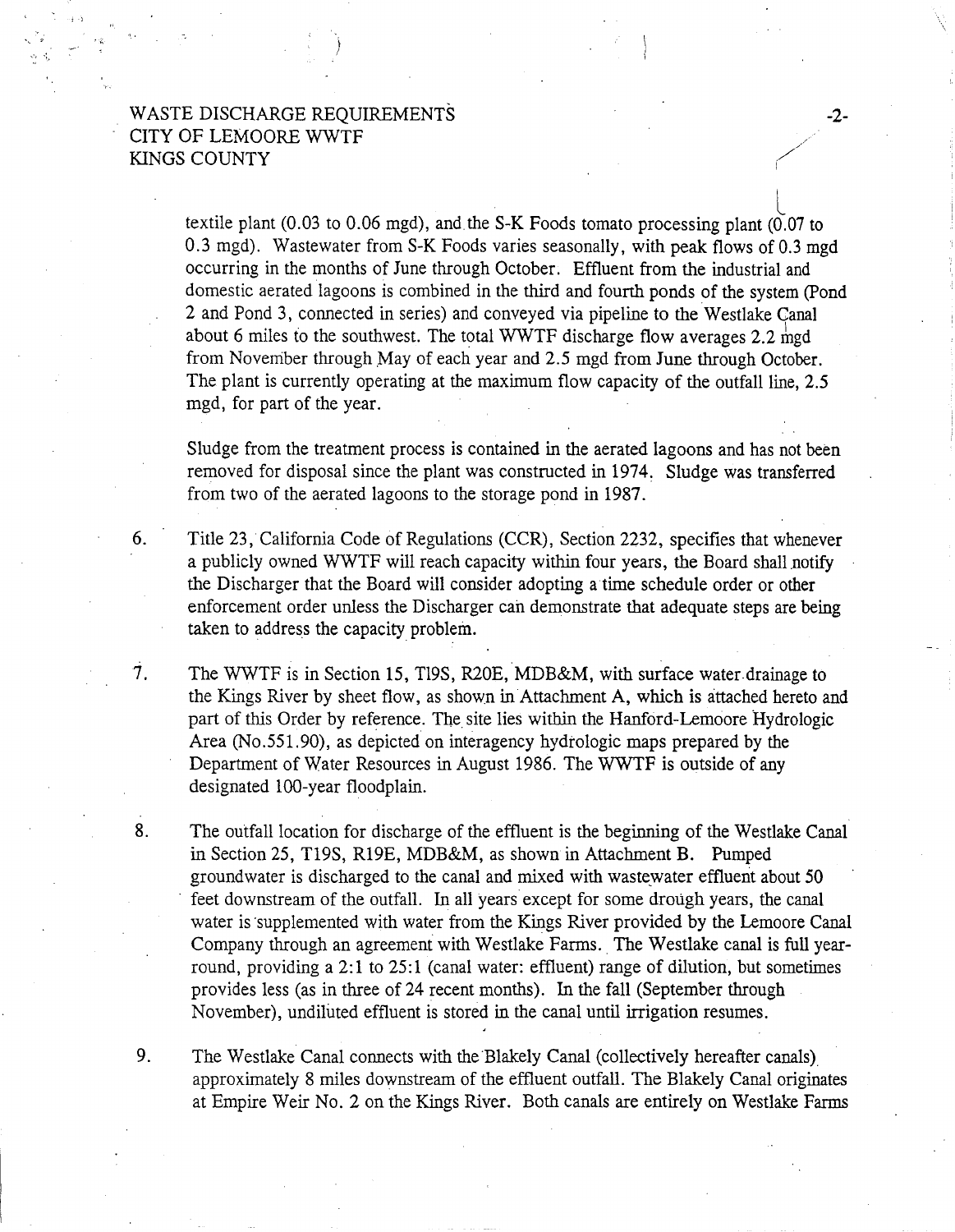textile plant (0.03 to 0.06 mgd), and the S-K Foods tomato processing plant (0.07 to 0.3 mgd). Wastewater from S-K Foods varies seasonally, with peak flows of 0.3 mgd occurring in the months of June through October. Effluent from the industrial and domestic aerated lagoons is combined in the third and fourth ponds of the system (Pond 2 and Pond 3, connected in series) and conveyed via pipeline to the Westlake Canal about 6 miles to the southwest. The total WWTF discharge flow averages 2.2 mgd from November through May of each year and 2.5 mgd from June through October. The plant is currently operating at the maximum flow capacity of the outfall line, 2.5 mgd, for part of the year.

Sludge from the treatment process is contained in the aerated lagoons and has not been removed for disposal since the plant was constructed in 1974. Sludge was transferred from two of the aerated lagoons to the storage pond in 1987.

6. Title 23, California Code of Regulations (CCR), Section 2232, specifies that whenever a publicly owned WWTF will reach capacity within four years, the Board shall notify the Discharger that the Board will consider adopting a time schedule order or other enforcement order unless the Discharger can demonstrate that adequate steps are being taken to address the capacity problem.

7. The WWTF is in Section 15, T19S, R20E, MDB&M, with surface water drainage to the Kings River by sheet flow, as shown in Attachment A, which is attached hereto and part of this Order by reference. The site lies within the Hanford-Lemoore Hydrologic Area (No.551.90), as depicted on interagency hydrologic maps prepared by the Department of Water Resources in August 1986. The WWTF is outside of any designated 100-year floodplain.

8. The outfall location for discharge of the effluent is the beginning of the Westlake Canal in Section 25, T19S, R19E, MDB&M, as shown in Attachment B. Pumped groundwater is discharged to the canal and mixed with wastewater effluent about 50 feet downstream of the outfall. In all years except for some drough years, the canal water is supplemented with water from the Kings River provided by the Lemoore Canal Company through an agreement with Westlake Farms. The Westlake canal is full year-round, providing a 2:1 to 25:1 (canal water: effluent) range of dilution, but sometimes provides less (as in three of 24 recent months). In the fall (September through November), undiluted effluent is stored in the canal until irrigation resumes.

9. The Westlake Canal connects with the Blakely Canal (collectively hereafter canals) approximately 8 miles downstream of the effluent outfall. The Blakely Canal originates at Empire Weir No. 2 on the Kings River. Both canals are entirely on Westlake Farms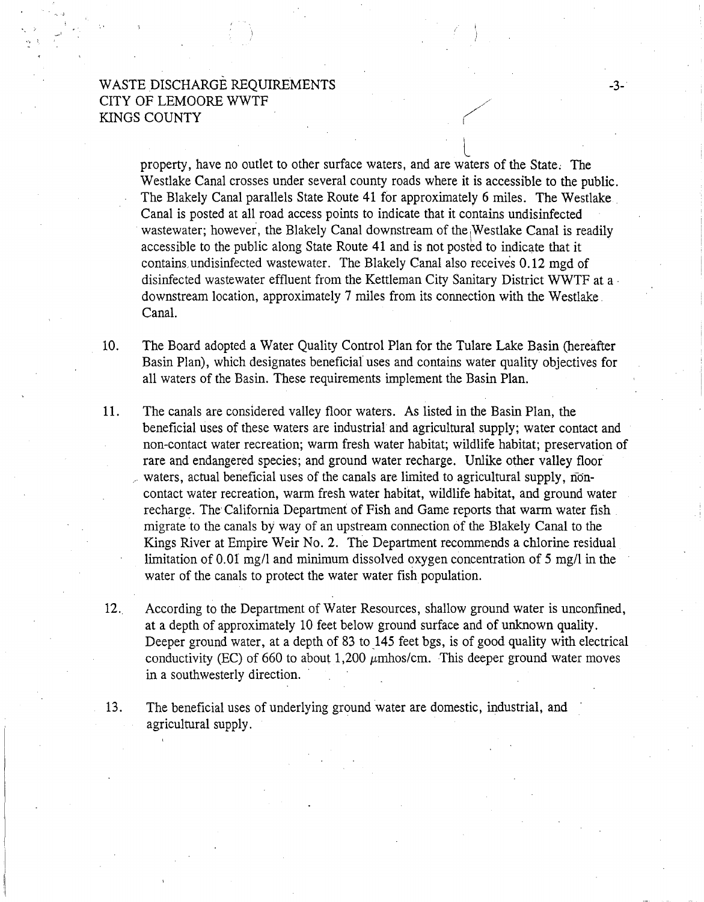property, have no outlet to other surface waters, and are waters of the State. The Westlake Canal crosses under several county roads where it is accessible to the public. The Blakely Canal parallels State Route 41 for approximately 6 miles. The Westlake Canal is posted at all road access points to indicate that it contains undisinfected wastewater; however, the Blakely Canal downstream of the Westlake Canal is readily accessible to the public along State Route 41 and is not posted to indicate that it contains undisinfected wastewater. The Blakely Canal also receives 0.12 mgd of disinfected wastewater effluent from the Kettleman City Sanitary District WWTF at a downstream location, approximately 7 miles from its connection with the Westlake Canal.

10. The Board adopted a Water Quality Control Plan for the Tulare Lake Basin (hereafter Basin Plan), which designates beneficial uses and contains water quality objectives for all waters of the Basin. These requirements implement the Basin Plan.

11. The canals are considered valley floor waters. As listed in the Basin Plan, the beneficial uses of these waters are industrial and agricultural supply; water contact and non-contact water recreation; warm fresh water habitat; wildlife habitat; preservation of rare and endangered species; and ground water recharge. Unlike other valley floor waters, actual beneficial uses of the canals are limited to agricultural supply, non-contact water recreation, warm fresh water habitat, wildlife habitat, and ground water recharge. The California Department of Fish and Game reports that warm water fish migrate to the canals by way of an upstream connection of the Blakely Canal to the Kings River at Empire Weir No. 2. The Department recommends a chlorine residual limitation of 0.01 mg/l and minimum dissolved oxygen concentration of 5 mg/l in the water of the canals to protect the water water fish population.

12. According to the Department of Water Resources, shallow ground water is unconfined, at a depth of approximately 10 feet below ground surface and of unknown quality. Deeper ground water, at a depth of 83 to 145 feet bgs, is of good quality with electrical conductivity (EC) of 660 to about 1,200 $\mu$mhos/cm. This deeper ground water moves in a southwesterly direction.

13. The beneficial uses of underlying ground water are domestic, industrial, and agricultural supply.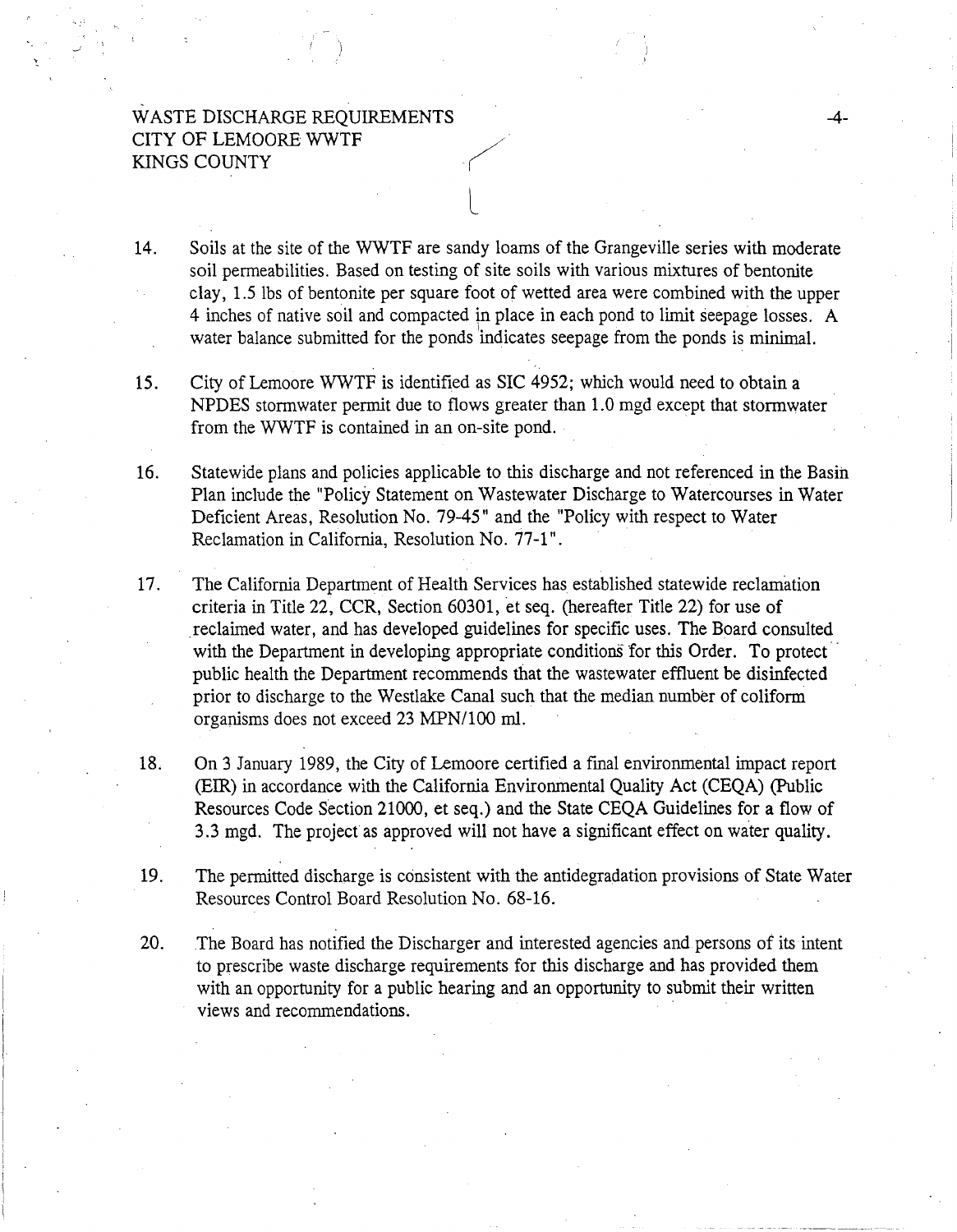14. Soils at the site of the WWTF are sandy loams of the Grangeville series with moderate soil permeabilities. Based on testing of site soils with various mixtures of bentonite clay, 1.5 lbs of bentonite per square foot of wetted area were combined with the upper 4 inches of native soil and compacted in place in each pond to limit seepage losses. A water balance submitted for the ponds indicates seepage from the ponds is minimal.

15. City of Lemoore WWTF is identified as SIC 4952; which would need to obtain a NPDES stormwater permit due to flows greater than 1.0 mgd except that stormwater from the WWTF is contained in an on-site pond.

16. Statewide plans and policies applicable to this discharge and not referenced in the Basin Plan include the "Policy Statement on Wastewater Discharge to Watercourses in Water Deficient Areas, Resolution No. 79-45" and the "Policy with respect to Water Reclamation in California, Resolution No. 77-1".

17. The California Department of Health Services has established statewide reclamation criteria in Title 22, CCR, Section 60301, et seq. (hereafter Title 22) for use of reclaimed water, and has developed guidelines for specific uses. The Board consulted with the Department in developing appropriate conditions for this Order. To protect public health the Department recommends that the wastewater effluent be disinfected prior to discharge to the Westlake Canal such that the median number of coliform organisms does not exceed 23 MPN/100 ml.

18. On 3 January 1989, the City of Lemoore certified a final environmental impact report (EIR) in accordance with the California Environmental Quality Act (CEQA) (Public Resources Code Section 21000, et seq.) and the State CEQA Guidelines for a flow of 3.3 mgd. The project as approved will not have a significant effect on water quality.

19. The permitted discharge is consistent with the antidegradation provisions of State Water Resources Control Board Resolution No. 68-16.

20. The Board has notified the Discharger and interested agencies and persons of its intent to prescribe waste discharge requirements for this discharge and has provided them with an opportunity for a public hearing and an opportunity to submit their written views and recommendations.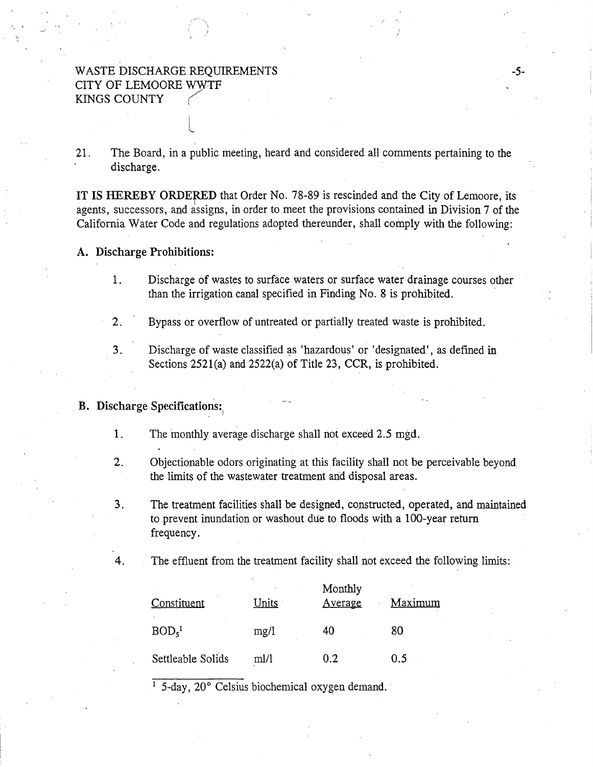21. The Board, in a public meeting, heard and considered all comments pertaining to the discharge.

**IT IS HEREBY ORDERED** that Order No. 78-89 is rescinded and the City of Lemoore, its agents, successors, and assigns, in order to meet the provisions contained in Division 7 of the California Water Code and regulations adopted thereunder, shall comply with the following:

**A. Discharge Prohibitions:**

1. Discharge of wastes to surface waters or surface water drainage courses other than the irrigation canal specified in Finding No. 8 is prohibited.

2. Bypass or overflow of untreated or partially treated waste is prohibited.

3. Discharge of waste classified as 'hazardous' or 'designated', as defined in Sections 2521(a) and 2522(a) of Title 23, CCR, is prohibited.

**B. Discharge Specifications:**

1. The monthly average discharge shall not exceed 2.5 mgd.

2. Objectionable odors originating at this facility shall not be perceivable beyond the limits of the wastewater treatment and disposal areas.

3. The treatment facilities shall be designed, constructed, operated, and maintained to prevent inundation or washout due to floods with a 100-year return frequency.

4. The effluent from the treatment facility shall not exceed the following limits:

| Constituent | Units | Monthly Average | Maximum |
|---|---|---|---|
| $BOD_5$[1] | mg/l | 40 | 80 |
| Settleable Solids | ml/l | 0.2 | 0.5 |

[1] 5-day, 20° Celsius biochemical oxygen demand.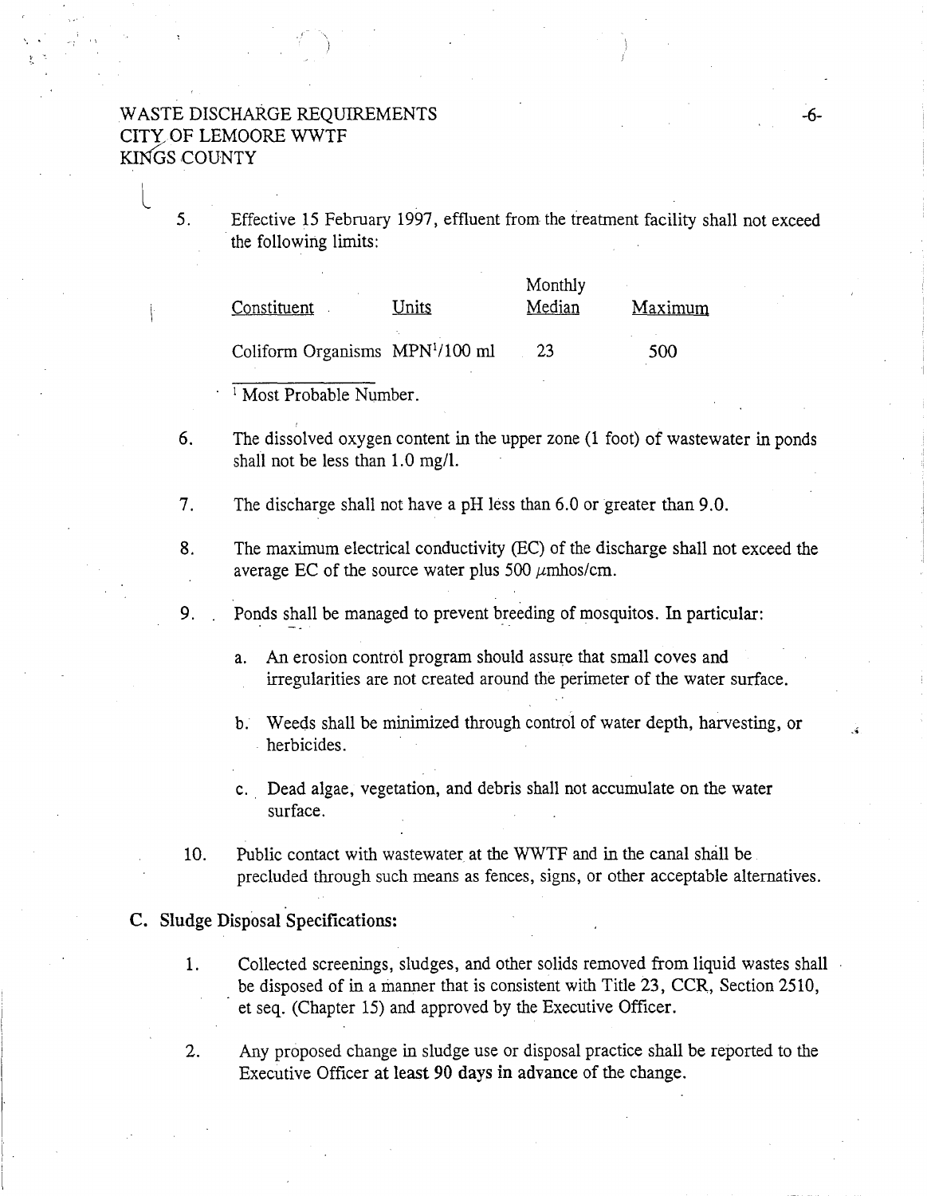5. Effective 15 February 1997, effluent from the treatment facility shall not exceed the following limits:

| Constituent | Units | Monthly Median | Maximum |
|---|---|---|---|
| Coliform Organisms | MPN[1]/100 ml | 23 | 500 |

[1] Most Probable Number.

6. The dissolved oxygen content in the upper zone (1 foot) of wastewater in ponds shall not be less than 1.0 mg/l.

7. The discharge shall not have a pH less than 6.0 or greater than 9.0.

8. The maximum electrical conductivity (EC) of the discharge shall not exceed the average EC of the source water plus 500 $\mu$mhos/cm.

9. Ponds shall be managed to prevent breeding of mosquitos. In particular:

   a. An erosion control program should assure that small coves and irregularities are not created around the perimeter of the water surface.

   b. Weeds shall be minimized through control of water depth, harvesting, or herbicides.

   c. Dead algae, vegetation, and debris shall not accumulate on the water surface.

10. Public contact with wastewater at the WWTF and in the canal shall be precluded through such means as fences, signs, or other acceptable alternatives.

**C. Sludge Disposal Specifications:**

1. Collected screenings, sludges, and other solids removed from liquid wastes shall be disposed of in a manner that is consistent with Title 23, CCR, Section 2510, et seq. (Chapter 15) and approved by the Executive Officer.

2. Any proposed change in sludge use or disposal practice shall be reported to the Executive Officer at least 90 days in advance of the change.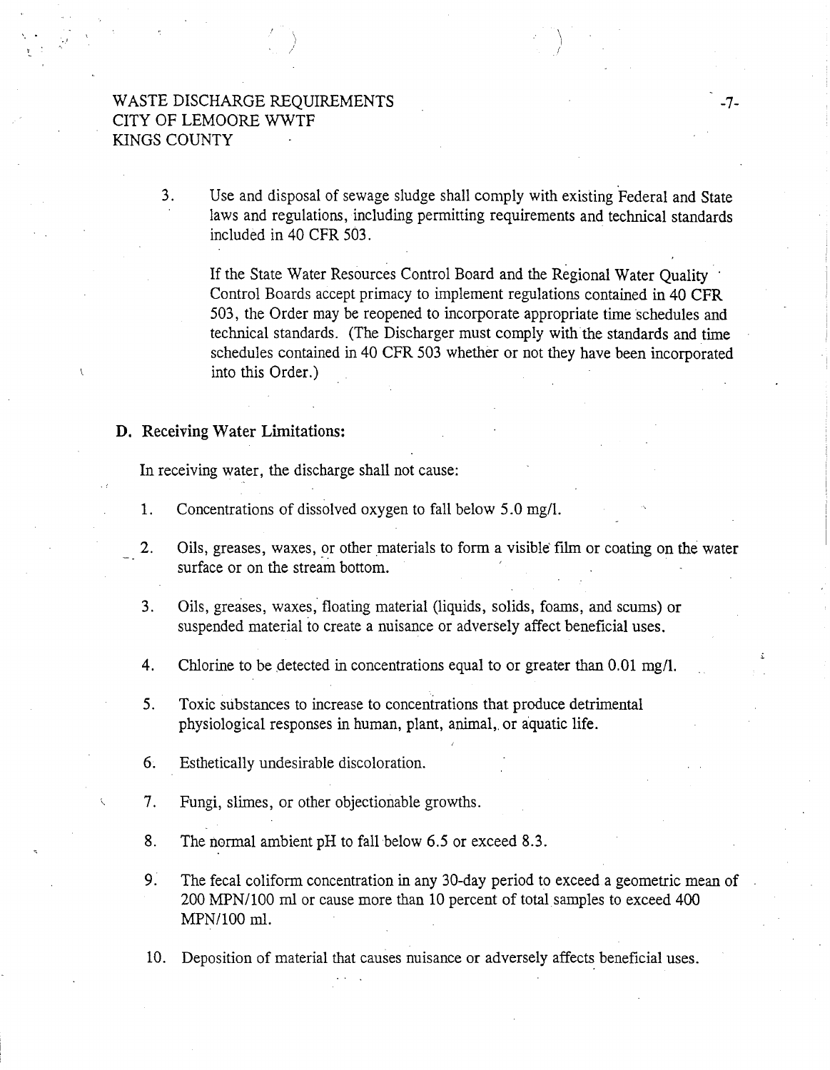3. Use and disposal of sewage sludge shall comply with existing Federal and State laws and regulations, including permitting requirements and technical standards included in 40 CFR 503.

   If the State Water Resources Control Board and the Regional Water Quality Control Boards accept primacy to implement regulations contained in 40 CFR 503, the Order may be reopened to incorporate appropriate time schedules and technical standards. (The Discharger must comply with the standards and time schedules contained in 40 CFR 503 whether or not they have been incorporated into this Order.)

**D. Receiving Water Limitations:**

In receiving water, the discharge shall not cause:

1. Concentrations of dissolved oxygen to fall below 5.0 mg/l.

2. Oils, greases, waxes, or other materials to form a visible film or coating on the water surface or on the stream bottom.

3. Oils, greases, waxes, floating material (liquids, solids, foams, and scums) or suspended material to create a nuisance or adversely affect beneficial uses.

4. Chlorine to be detected in concentrations equal to or greater than 0.01 mg/l.

5. Toxic substances to increase to concentrations that produce detrimental physiological responses in human, plant, animal, or aquatic life.

6. Esthetically undesirable discoloration.

7. Fungi, slimes, or other objectionable growths.

8. The normal ambient pH to fall below 6.5 or exceed 8.3.

9. The fecal coliform concentration in any 30-day period to exceed a geometric mean of 200 MPN/100 ml or cause more than 10 percent of total samples to exceed 400 MPN/100 ml.

10. Deposition of material that causes nuisance or adversely affects beneficial uses.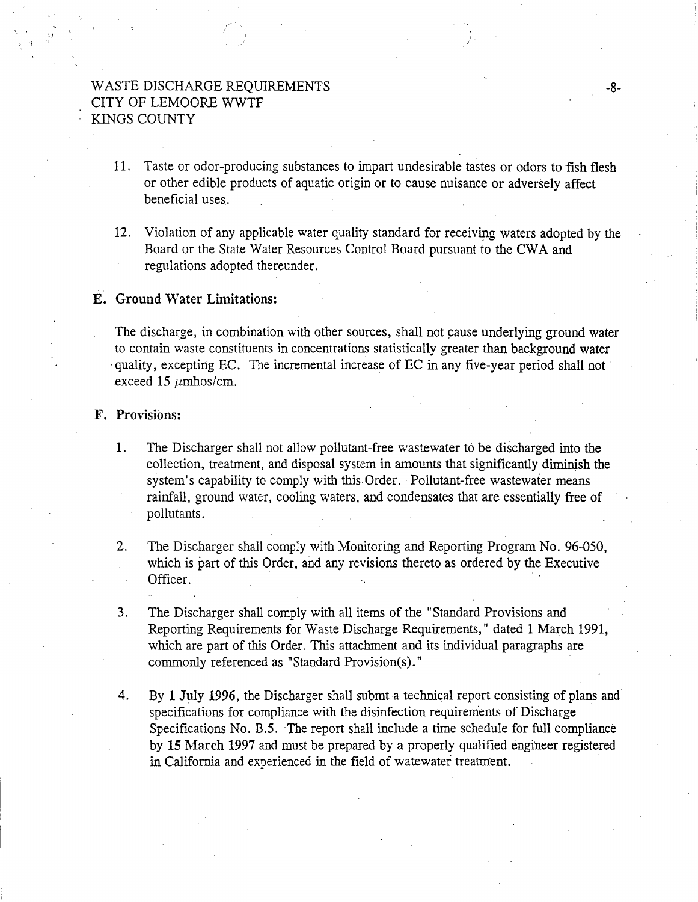11. Taste or odor-producing substances to impart undesirable tastes or odors to fish flesh or other edible products of aquatic origin or to cause nuisance or adversely affect beneficial uses.

12. Violation of any applicable water quality standard for receiving waters adopted by the Board or the State Water Resources Control Board pursuant to the CWA and regulations adopted thereunder.

## E. Ground Water Limitations:

The discharge, in combination with other sources, shall not cause underlying ground water to contain waste constituents in concentrations statistically greater than background water quality, excepting EC. The incremental increase of EC in any five-year period shall not exceed 15 $\mu$mhos/cm.

## F. Provisions:

1. The Discharger shall not allow pollutant-free wastewater to be discharged into the collection, treatment, and disposal system in amounts that significantly diminish the system's capability to comply with this Order. Pollutant-free wastewater means rainfall, ground water, cooling waters, and condensates that are essentially free of pollutants.

2. The Discharger shall comply with Monitoring and Reporting Program No. 96-050, which is part of this Order, and any revisions thereto as ordered by the Executive Officer.

3. The Discharger shall comply with all items of the "Standard Provisions and Reporting Requirements for Waste Discharge Requirements," dated 1 March 1991, which are part of this Order. This attachment and its individual paragraphs are commonly referenced as "Standard Provision(s)."

4. By **1 July 1996**, the Discharger shall submt a technical report consisting of plans and specifications for compliance with the disinfection requirements of Discharge Specifications No. B.5. The report shall include a time schedule for full compliance by **15 March 1997** and must be prepared by a properly qualified engineer registered in California and experienced in the field of watewater treatment.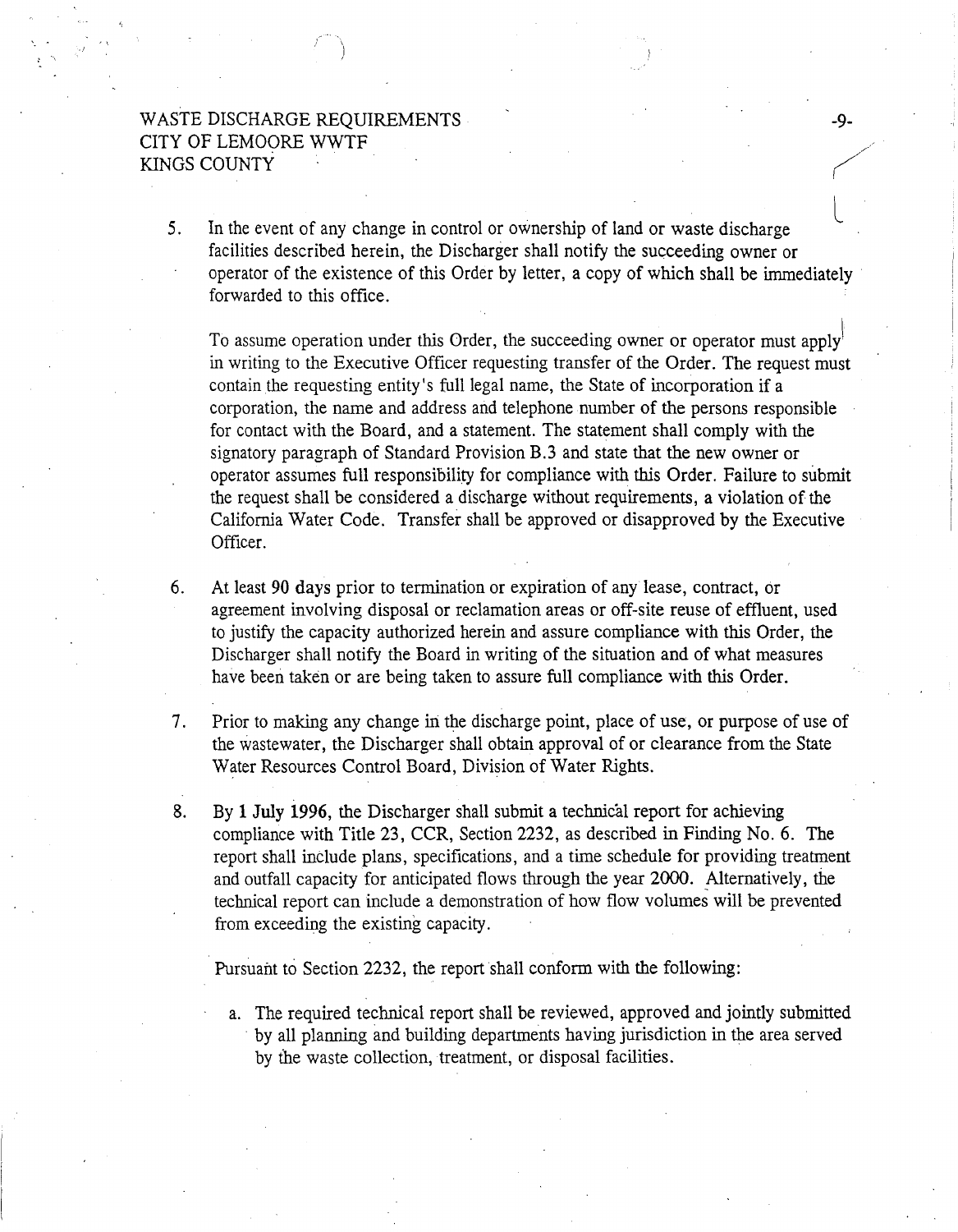5. In the event of any change in control or ownership of land or waste discharge facilities described herein, the Discharger shall notify the succeeding owner or operator of the existence of this Order by letter, a copy of which shall be immediately forwarded to this office.

   To assume operation under this Order, the succeeding owner or operator must apply in writing to the Executive Officer requesting transfer of the Order. The request must contain the requesting entity's full legal name, the State of incorporation if a corporation, the name and address and telephone number of the persons responsible for contact with the Board, and a statement. The statement shall comply with the signatory paragraph of Standard Provision B.3 and state that the new owner or operator assumes full responsibility for compliance with this Order. Failure to submit the request shall be considered a discharge without requirements, a violation of the California Water Code. Transfer shall be approved or disapproved by the Executive Officer.

6. At least 90 days prior to termination or expiration of any lease, contract, or agreement involving disposal or reclamation areas or off-site reuse of effluent, used to justify the capacity authorized herein and assure compliance with this Order, the Discharger shall notify the Board in writing of the situation and of what measures have been taken or are being taken to assure full compliance with this Order.

7. Prior to making any change in the discharge point, place of use, or purpose of use of the wastewater, the Discharger shall obtain approval of or clearance from the State Water Resources Control Board, Division of Water Rights.

8. By 1 July 1996, the Discharger shall submit a technical report for achieving compliance with Title 23, CCR, Section 2232, as described in Finding No. 6. The report shall include plans, specifications, and a time schedule for providing treatment and outfall capacity for anticipated flows through the year 2000. Alternatively, the technical report can include a demonstration of how flow volumes will be prevented from exceeding the existing capacity.

   Pursuant to Section 2232, the report shall conform with the following:

   a. The required technical report shall be reviewed, approved and jointly submitted by all planning and building departments having jurisdiction in the area served by the waste collection, treatment, or disposal facilities.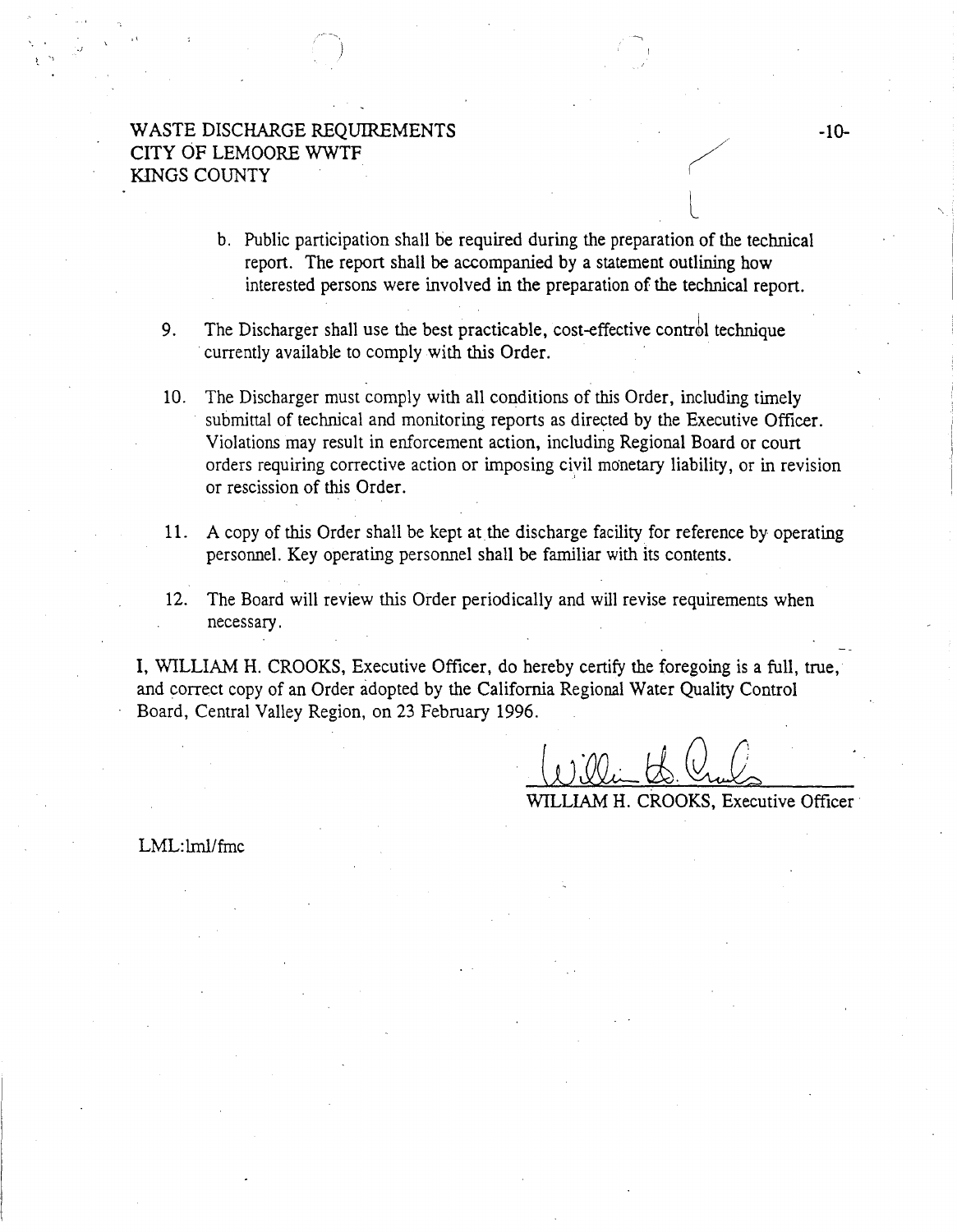b. Public participation shall be required during the preparation of the technical report. The report shall be accompanied by a statement outlining how interested persons were involved in the preparation of the technical report.

9. The Discharger shall use the best practicable, cost-effective control technique currently available to comply with this Order.

10. The Discharger must comply with all conditions of this Order, including timely submittal of technical and monitoring reports as directed by the Executive Officer. Violations may result in enforcement action, including Regional Board or court orders requiring corrective action or imposing civil monetary liability, or in revision or rescission of this Order.

11. A copy of this Order shall be kept at the discharge facility for reference by operating personnel. Key operating personnel shall be familiar with its contents.

12. The Board will review this Order periodically and will revise requirements when necessary.

I, WILLIAM H. CROOKS, Executive Officer, do hereby certify the foregoing is a full, true, and correct copy of an Order adopted by the California Regional Water Quality Control Board, Central Valley Region, on 23 February 1996.

WILLIAM H. CROOKS, Executive Officer

LML:lml/fmc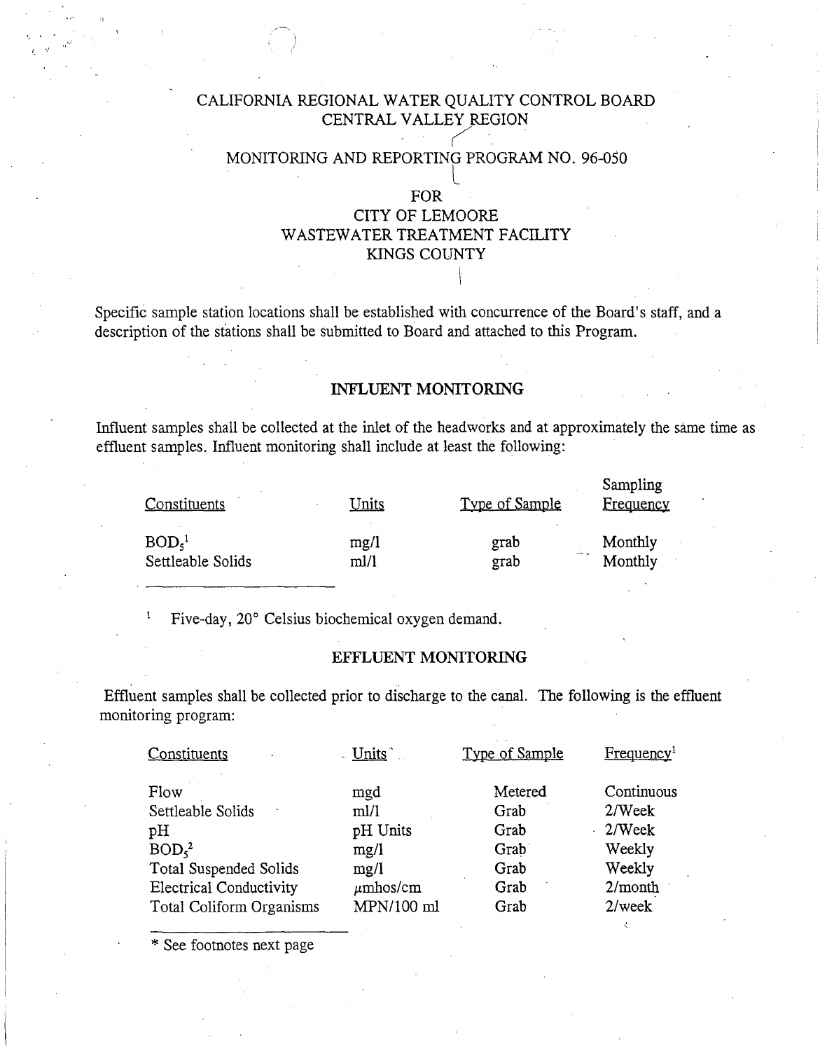# CALIFORNIA REGIONAL WATER QUALITY CONTROL BOARD
# CENTRAL VALLEY REGION

## MONITORING AND REPORTING PROGRAM NO. 96-050

## FOR
## CITY OF LEMOORE
## WASTEWATER TREATMENT FACILITY
## KINGS COUNTY

Specific sample station locations shall be established with concurrence of the Board's staff, and a description of the stations shall be submitted to Board and attached to this Program.

### INFLUENT MONITORING

Influent samples shall be collected at the inlet of the headworks and at approximately the same time as effluent samples. Influent monitoring shall include at least the following:

| Constituents | Units | Type of Sample | Sampling Frequency |
|---|---|---|---|
| $BOD_5$[1] | mg/l | grab | Monthly |
| Settleable Solids | ml/l | grab | Monthly |

[1] Five-day, 20° Celsius biochemical oxygen demand.

### EFFLUENT MONITORING

Effluent samples shall be collected prior to discharge to the canal. The following is the effluent monitoring program:

| Constituents | Units | Type of Sample | Frequency[1] |
|---|---|---|---|
| Flow | mgd | Metered | Continuous |
| Settleable Solids | ml/l | Grab | 2/Week |
| pH | pH Units | Grab | 2/Week |
| $BOD_5$[2] | mg/l | Grab | Weekly |
| Total Suspended Solids | mg/l | Grab | Weekly |
| Electrical Conductivity | μmhos/cm | Grab | 2/month |
| Total Coliform Organisms | MPN/100 ml | Grab | 2/week |

* See footnotes next page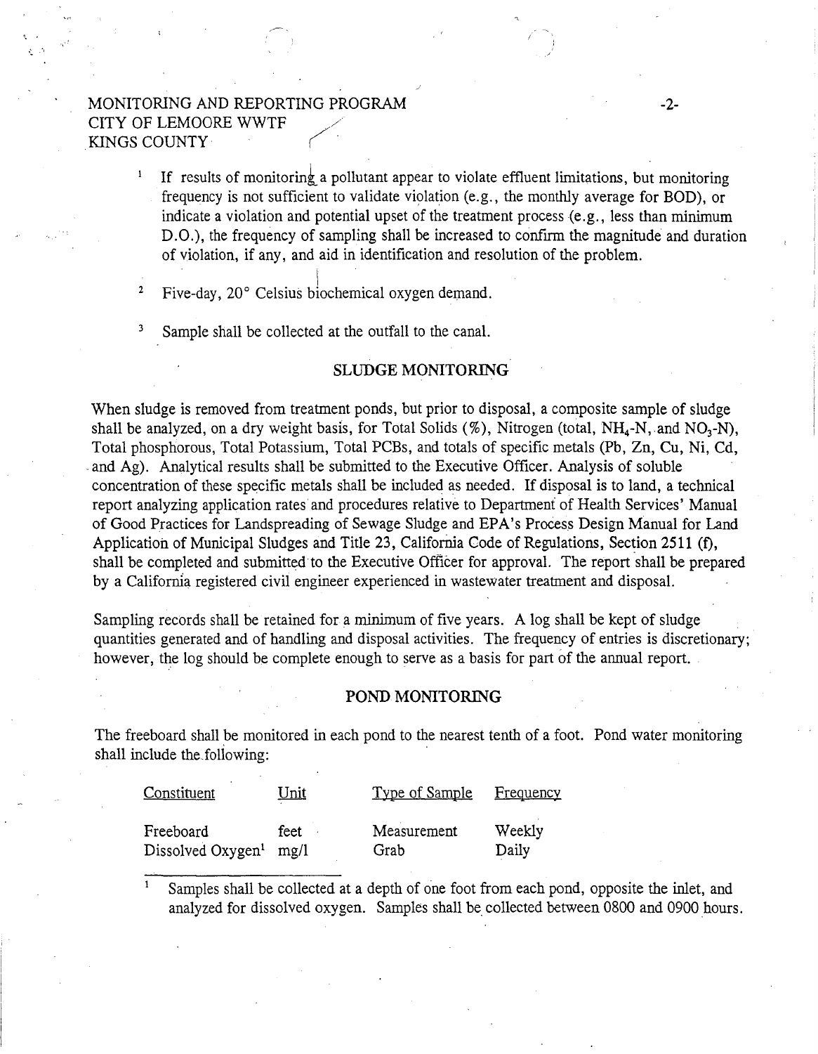[1] If results of monitoring a pollutant appear to violate effluent limitations, but monitoring frequency is not sufficient to validate violation (e.g., the monthly average for BOD), or indicate a violation and potential upset of the treatment process (e.g., less than minimum D.O.), the frequency of sampling shall be increased to confirm the magnitude and duration of violation, if any, and aid in identification and resolution of the problem.

[2] Five-day, 20° Celsius biochemical oxygen demand.

[3] Sample shall be collected at the outfall to the canal.

## SLUDGE MONITORING

When sludge is removed from treatment ponds, but prior to disposal, a composite sample of sludge shall be analyzed, on a dry weight basis, for Total Solids (%), Nitrogen (total, $NH_4$-N, and $NO_3$-N), Total phosphorous, Total Potassium, Total PCBs, and totals of specific metals (Pb, Zn, Cu, Ni, Cd, and Ag). Analytical results shall be submitted to the Executive Officer. Analysis of soluble concentration of these specific metals shall be included as needed. If disposal is to land, a technical report analyzing application rates and procedures relative to Department of Health Services' Manual of Good Practices for Landspreading of Sewage Sludge and EPA's Process Design Manual for Land Application of Municipal Sludges and Title 23, California Code of Regulations, Section 2511 (f), shall be completed and submitted to the Executive Officer for approval. The report shall be prepared by a California registered civil engineer experienced in wastewater treatment and disposal.

Sampling records shall be retained for a minimum of five years. A log shall be kept of sludge quantities generated and of handling and disposal activities. The frequency of entries is discretionary; however, the log should be complete enough to serve as a basis for part of the annual report.

## POND MONITORING

The freeboard shall be monitored in each pond to the nearest tenth of a foot. Pond water monitoring shall include the following:

| Constituent | Unit | Type of Sample | Frequency |
|---|---|---|---|
| Freeboard | feet | Measurement | Weekly |
| Dissolved Oxygen[1] | mg/l | Grab | Daily |

[1] Samples shall be collected at a depth of one foot from each pond, opposite the inlet, and analyzed for dissolved oxygen. Samples shall be collected between 0800 and 0900 hours.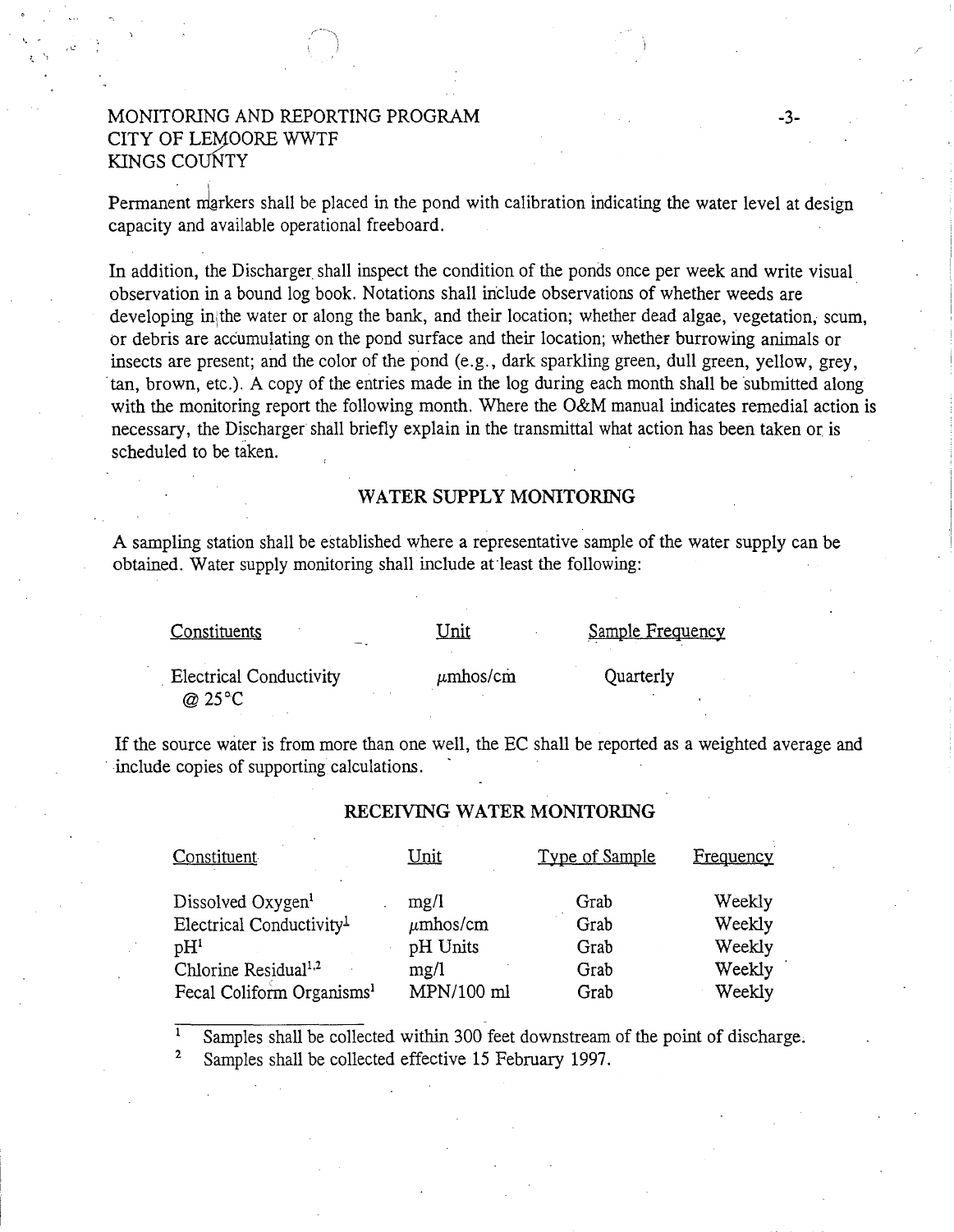Permanent markers shall be placed in the pond with calibration indicating the water level at design capacity and available operational freeboard.

In addition, the Discharger shall inspect the condition of the ponds once per week and write visual observation in a bound log book. Notations shall include observations of whether weeds are developing in the water or along the bank, and their location; whether dead algae, vegetation, scum, or debris are accumulating on the pond surface and their location; whether burrowing animals or insects are present; and the color of the pond (e.g., dark sparkling green, dull green, yellow, grey, tan, brown, etc.). A copy of the entries made in the log during each month shall be submitted along with the monitoring report the following month. Where the O&M manual indicates remedial action is necessary, the Discharger shall briefly explain in the transmittal what action has been taken or is scheduled to be taken.

## WATER SUPPLY MONITORING

A sampling station shall be established where a representative sample of the water supply can be obtained. Water supply monitoring shall include at least the following:

| Constituents | Unit | Sample Frequency |
|---|---|---|
| Electrical Conductivity @ 25°C | μmhos/cm | Quarterly |

If the source water is from more than one well, the EC shall be reported as a weighted average and include copies of supporting calculations.

## RECEIVING WATER MONITORING

| Constituent | Unit | Type of Sample | Frequency |
|---|---|---|---|
| Dissolved Oxygen[1] | mg/l | Grab | Weekly |
| Electrical Conductivity[1] | μmhos/cm | Grab | Weekly |
| pH[1] | pH Units | Grab | Weekly |
| Chlorine Residual[1,2] | mg/l | Grab | Weekly |
| Fecal Coliform Organisms[1] | MPN/100 ml | Grab | Weekly |

[1] Samples shall be collected within 300 feet downstream of the point of discharge.

[2] Samples shall be collected effective 15 February 1997.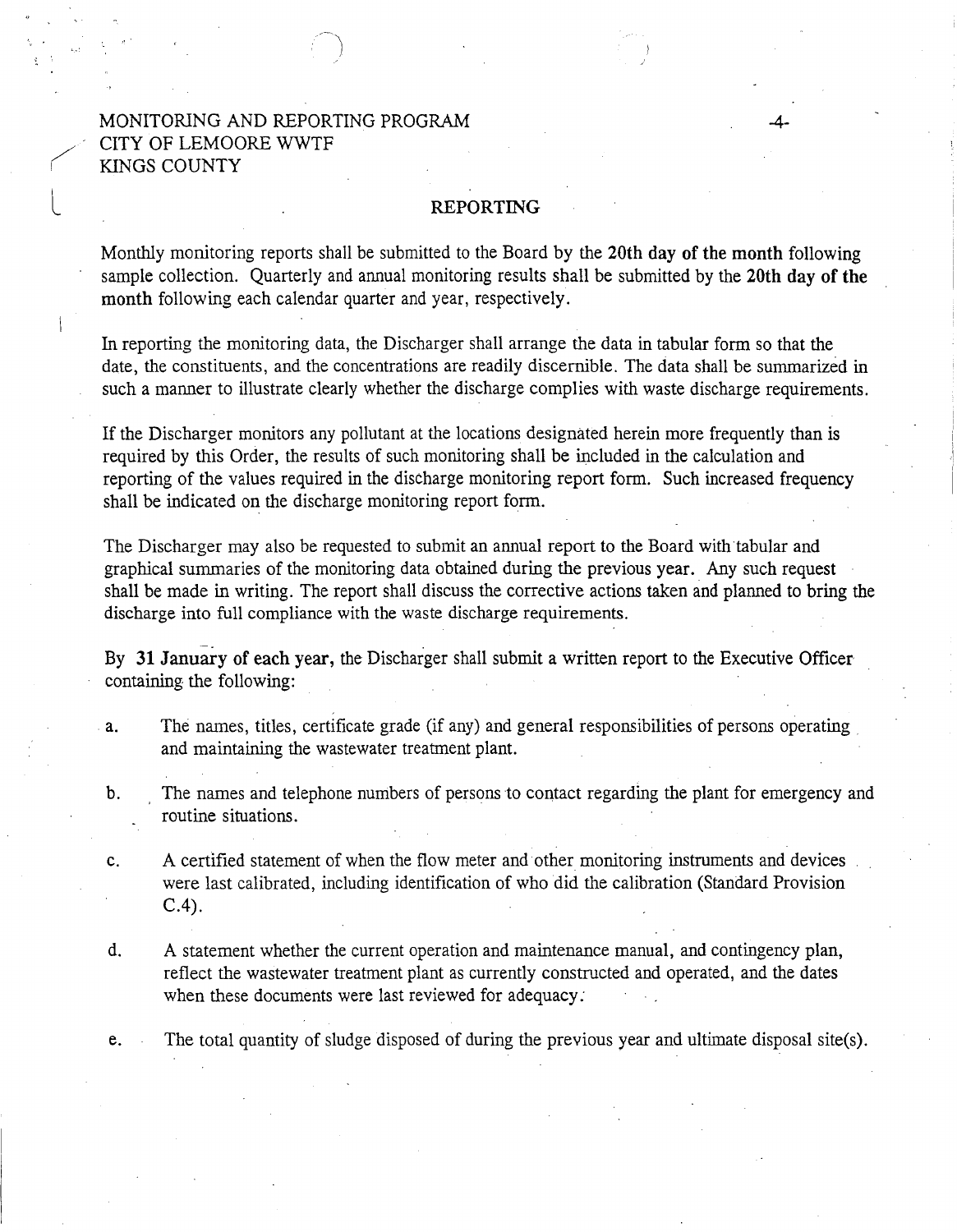## REPORTING

Monthly monitoring reports shall be submitted to the Board by the **20th day of the month** following sample collection. Quarterly and annual monitoring results shall be submitted by the **20th day of the month** following each calendar quarter and year, respectively.

In reporting the monitoring data, the Discharger shall arrange the data in tabular form so that the date, the constituents, and the concentrations are readily discernible. The data shall be summarized in such a manner to illustrate clearly whether the discharge complies with waste discharge requirements.

If the Discharger monitors any pollutant at the locations designated herein more frequently than is required by this Order, the results of such monitoring shall be included in the calculation and reporting of the values required in the discharge monitoring report form. Such increased frequency shall be indicated on the discharge monitoring report form.

The Discharger may also be requested to submit an annual report to the Board with tabular and graphical summaries of the monitoring data obtained during the previous year. Any such request shall be made in writing. The report shall discuss the corrective actions taken and planned to bring the discharge into full compliance with the waste discharge requirements.

By **31 January of each year,** the Discharger shall submit a written report to the Executive Officer containing the following:

a. The names, titles, certificate grade (if any) and general responsibilities of persons operating and maintaining the wastewater treatment plant.

b. The names and telephone numbers of persons to contact regarding the plant for emergency and routine situations.

c. A certified statement of when the flow meter and other monitoring instruments and devices were last calibrated, including identification of who did the calibration (Standard Provision C.4).

d. A statement whether the current operation and maintenance manual, and contingency plan, reflect the wastewater treatment plant as currently constructed and operated, and the dates when these documents were last reviewed for adequacy.

e. The total quantity of sludge disposed of during the previous year and ultimate disposal site(s).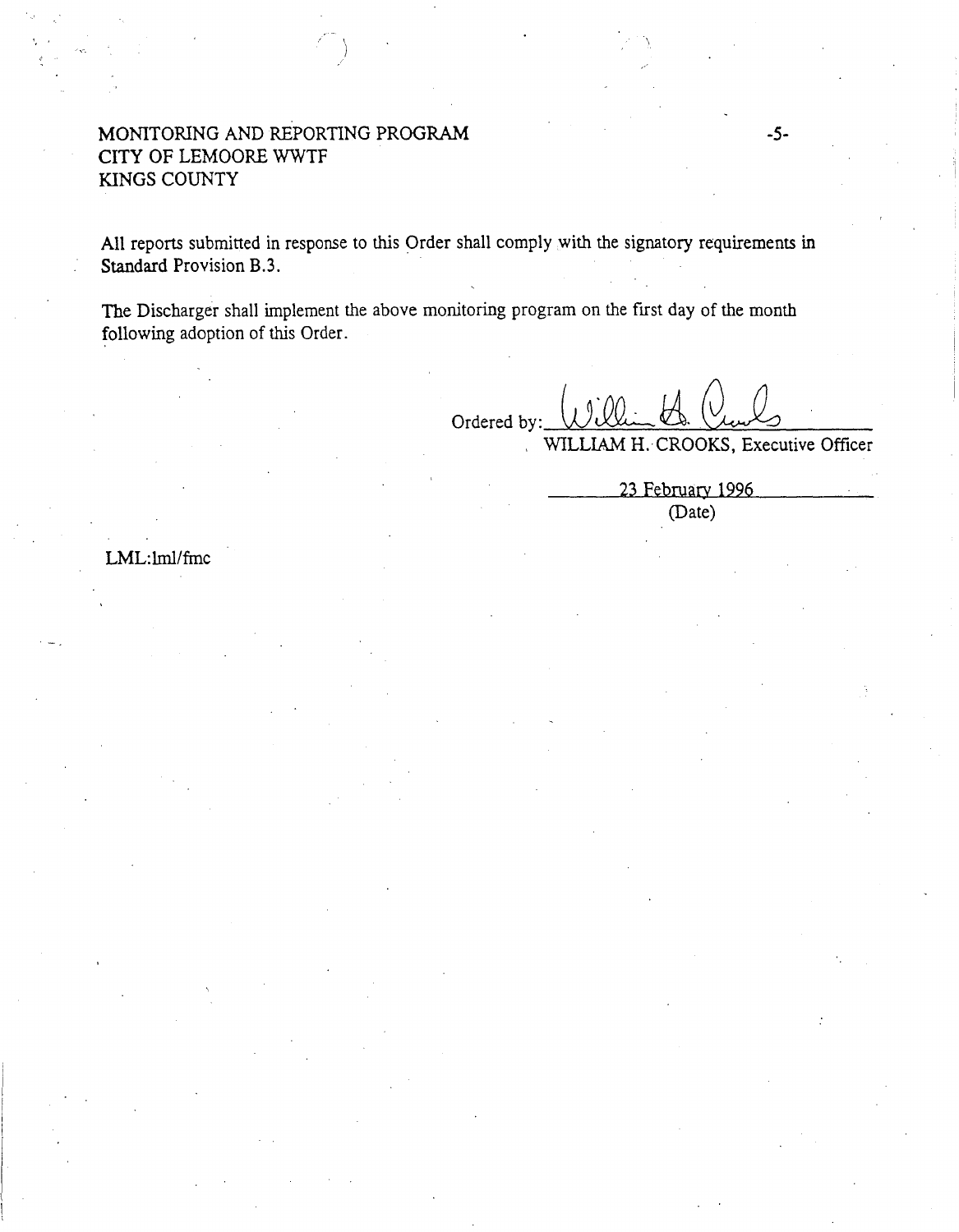MONITORING AND REPORTING PROGRAM
CITY OF LEMOORE WWTF
KINGS COUNTY

All reports submitted in response to this Order shall comply with the signatory requirements in Standard Provision B.3.

The Discharger shall implement the above monitoring program on the first day of the month following adoption of this Order.

Ordered by: ______________________
WILLIAM H. CROOKS, Executive Officer

23 February 1996
(Date)

LML:lml/fmc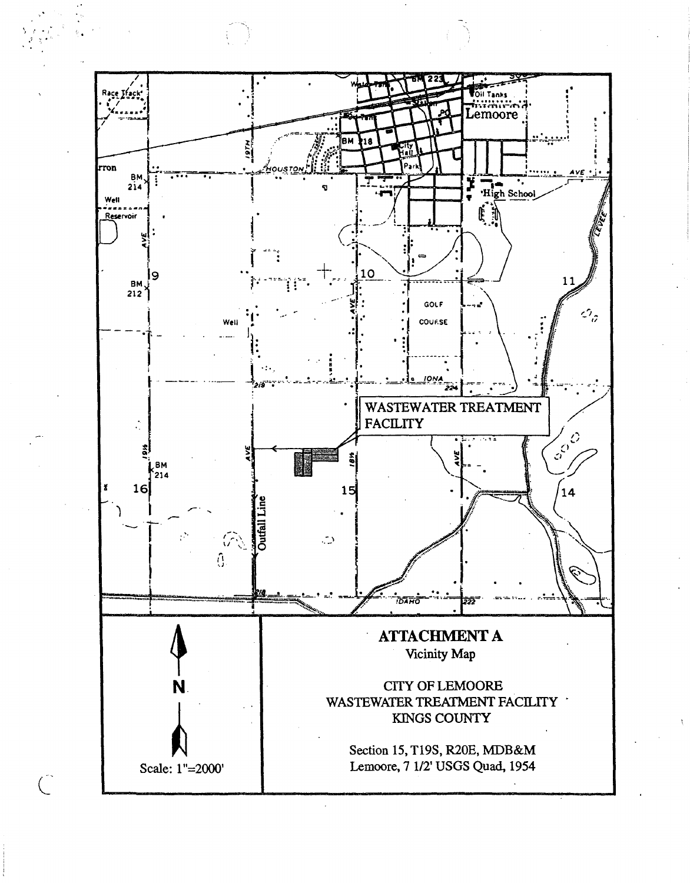WASTEWATER TREATMENT FACILITY

Outfall Line

N

Scale: 1"=2000'

## ATTACHMENT A

Vicinity Map

CITY OF LEMOORE
WASTEWATER TREATMENT FACILITY
KINGS COUNTY

Section 15, T19S, R20E, MDB&M
Lemoore, 7 1/2' USGS Quad, 1954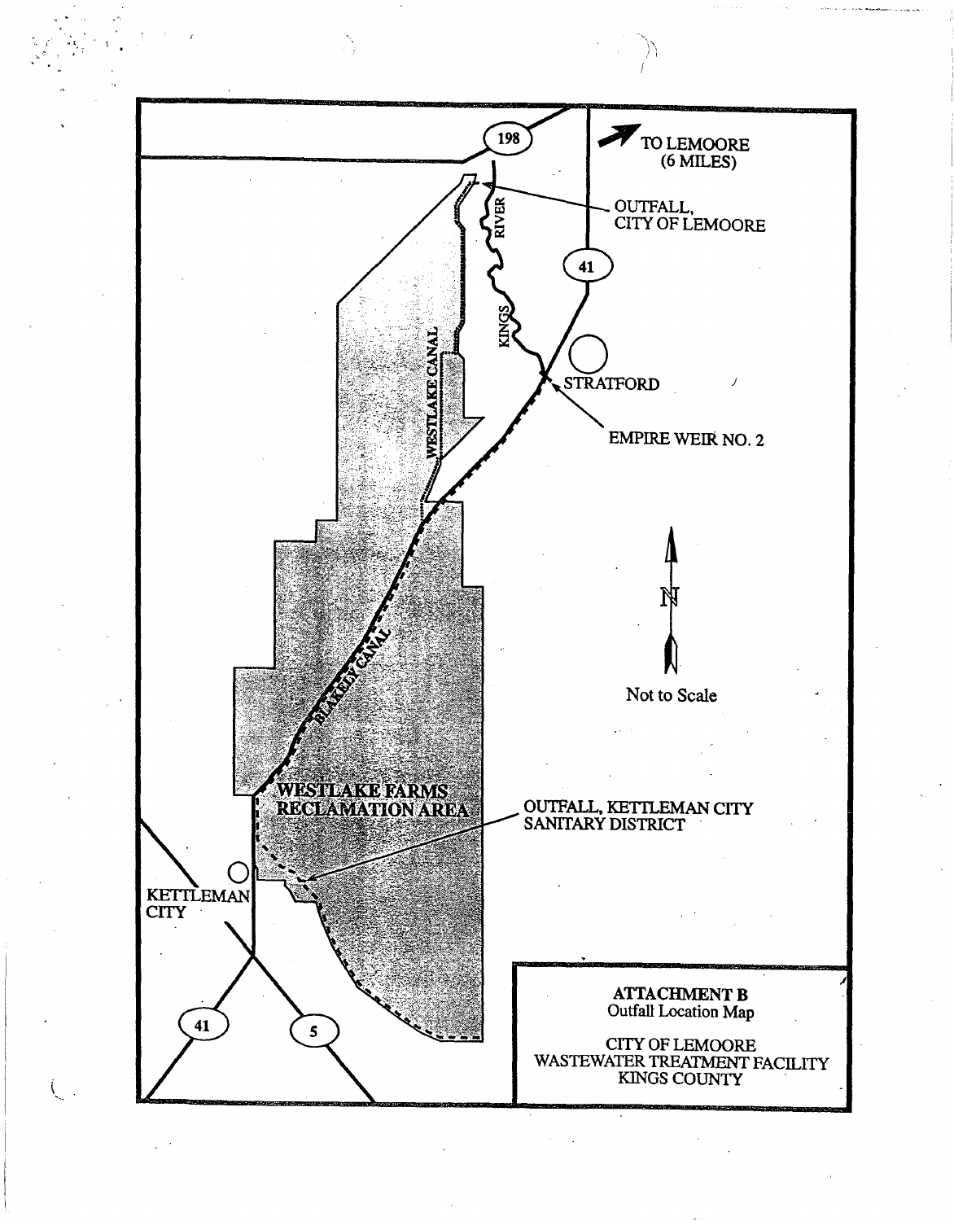**ATTACHMENT B**
Outfall Location Map

CITY OF LEMOORE
WASTEWATER TREATMENT FACILITY
KINGS COUNTY

198

TO LEMOORE (6 MILES)

OUTFALL, CITY OF LEMOORE

RIVER

41

KINGS

WESTLAKE CANAL

STRATFORD

EMPIRE WEIR NO. 2

N

Not to Scale

BLAKELY CANAL

WESTLAKE FARMS RECLAMATION AREA

OUTFALL, KETTLEMAN CITY SANITARY DISTRICT

KETTLEMAN CITY

41

5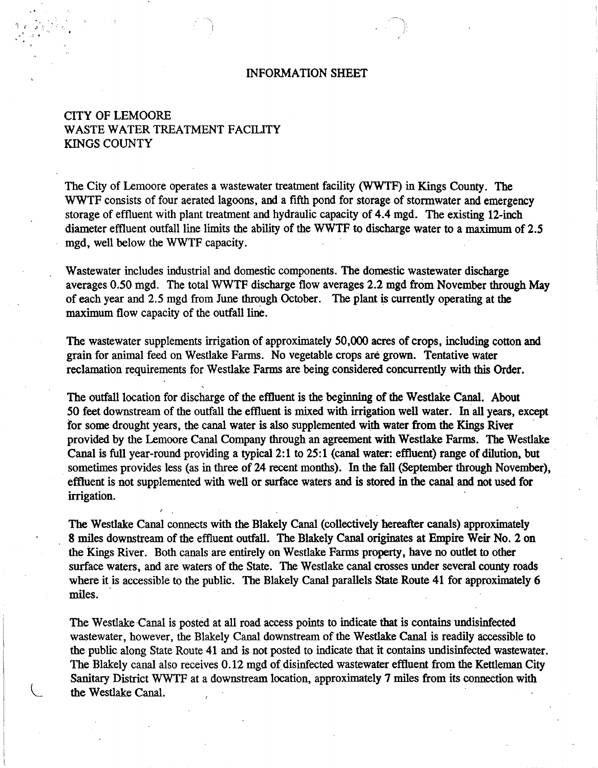# INFORMATION SHEET

## CITY OF LEMOORE
## WASTE WATER TREATMENT FACILITY
## KINGS COUNTY

The City of Lemoore operates a wastewater treatment facility (WWTF) in Kings County. The WWTF consists of four aerated lagoons, and a fifth pond for storage of stormwater and emergency storage of effluent with plant treatment and hydraulic capacity of 4.4 mgd. The existing 12-inch diameter effluent outfall line limits the ability of the WWTF to discharge water to a maximum of 2.5 mgd, well below the WWTF capacity.

Wastewater includes industrial and domestic components. The domestic wastewater discharge averages 0.50 mgd. The total WWTF discharge flow averages 2.2 mgd from November through May of each year and 2.5 mgd from June through October. The plant is currently operating at the maximum flow capacity of the outfall line.

The wastewater supplements irrigation of approximately 50,000 acres of crops, including cotton and grain for animal feed on Westlake Farms. No vegetable crops are grown. Tentative water reclamation requirements for Westlake Farms are being considered concurrently with this Order.

The outfall location for discharge of the effluent is the beginning of the Westlake Canal. About 50 feet downstream of the outfall the effluent is mixed with irrigation well water. In all years, except for some drought years, the canal water is also supplemented with water from the Kings River provided by the Lemoore Canal Company through an agreement with Westlake Farms. The Westlake Canal is full year-round providing a typical 2:1 to 25:1 (canal water: effluent) range of dilution, but sometimes provides less (as in three of 24 recent months). In the fall (September through November), effluent is not supplemented with well or surface waters and is stored in the canal and not used for irrigation.

The Westlake Canal connects with the Blakely Canal (collectively hereafter canals) approximately 8 miles downstream of the effluent outfall. The Blakely Canal originates at Empire Weir No. 2 on the Kings River. Both canals are entirely on Westlake Farms property, have no outlet to other surface waters, and are waters of the State. The Westlake canal crosses under several county roads where it is accessible to the public. The Blakely Canal parallels State Route 41 for approximately 6 miles.

The Westlake Canal is posted at all road access points to indicate that is contains undisinfected wastewater, however, the Blakely Canal downstream of the Westlake Canal is readily accessible to the public along State Route 41 and is not posted to indicate that it contains undisinfected wastewater. The Blakely canal also receives 0.12 mgd of disinfected wastewater effluent from the Kettleman City Sanitary District WWTF at a downstream location, approximately 7 miles from its connection with the Westlake Canal.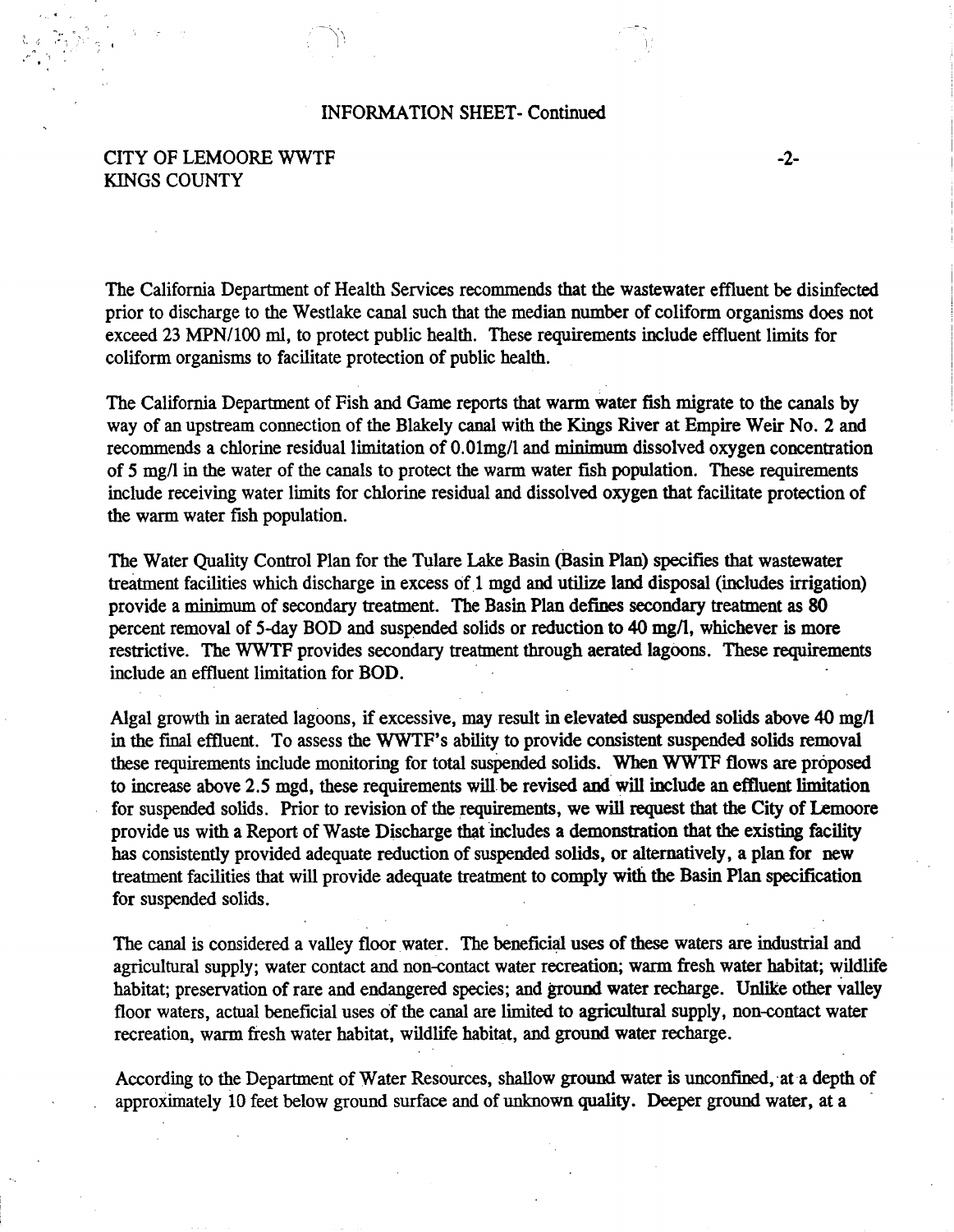INFORMATION SHEET- Continued

CITY OF LEMOORE WWTF
KINGS COUNTY

The California Department of Health Services recommends that the wastewater effluent be disinfected prior to discharge to the Westlake canal such that the median number of coliform organisms does not exceed 23 MPN/100 ml, to protect public health. These requirements include effluent limits for coliform organisms to facilitate protection of public health.

The California Department of Fish and Game reports that warm water fish migrate to the canals by way of an upstream connection of the Blakely canal with the Kings River at Empire Weir No. 2 and recommends a chlorine residual limitation of 0.01mg/l and minimum dissolved oxygen concentration of 5 mg/l in the water of the canals to protect the warm water fish population. These requirements include receiving water limits for chlorine residual and dissolved oxygen that facilitate protection of the warm water fish population.

The Water Quality Control Plan for the Tulare Lake Basin (Basin Plan) specifies that wastewater treatment facilities which discharge in excess of 1 mgd and utilize land disposal (includes irrigation) provide a minimum of secondary treatment. The Basin Plan defines secondary treatment as 80 percent removal of 5-day BOD and suspended solids or reduction to 40 mg/l, whichever is more restrictive. The WWTF provides secondary treatment through aerated lagoons. These requirements include an effluent limitation for BOD.

Algal growth in aerated lagoons, if excessive, may result in elevated suspended solids above 40 mg/l in the final effluent. To assess the WWTF's ability to provide consistent suspended solids removal these requirements include monitoring for total suspended solids. When WWTF flows are proposed to increase above 2.5 mgd, these requirements will be revised and will include an effluent limitation for suspended solids. Prior to revision of the requirements, we will request that the City of Lemoore provide us with a Report of Waste Discharge that includes a demonstration that the existing facility has consistently provided adequate reduction of suspended solids, or alternatively, a plan for new treatment facilities that will provide adequate treatment to comply with the Basin Plan specification for suspended solids.

The canal is considered a valley floor water. The beneficial uses of these waters are industrial and agricultural supply; water contact and non-contact water recreation; warm fresh water habitat; wildlife habitat; preservation of rare and endangered species; and ground water recharge. Unlike other valley floor waters, actual beneficial uses of the canal are limited to agricultural supply, non-contact water recreation, warm fresh water habitat, wildlife habitat, and ground water recharge.

According to the Department of Water Resources, shallow ground water is unconfined, at a depth of approximately 10 feet below ground surface and of unknown quality. Deeper ground water, at a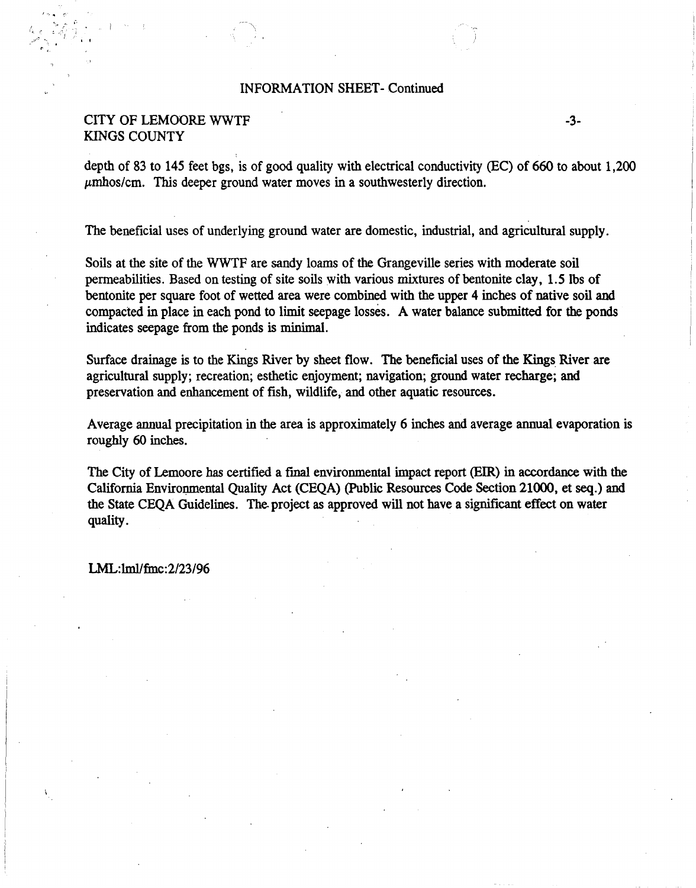INFORMATION SHEET- Continued

CITY OF LEMOORE WWTF
KINGS COUNTY

depth of 83 to 145 feet bgs, is of good quality with electrical conductivity (EC) of 660 to about 1,200 $\mu$mhos/cm. This deeper ground water moves in a southwesterly direction.

The beneficial uses of underlying ground water are domestic, industrial, and agricultural supply.

Soils at the site of the WWTF are sandy loams of the Grangeville series with moderate soil permeabilities. Based on testing of site soils with various mixtures of bentonite clay, 1.5 lbs of bentonite per square foot of wetted area were combined with the upper 4 inches of native soil and compacted in place in each pond to limit seepage losses. A water balance submitted for the ponds indicates seepage from the ponds is minimal.

Surface drainage is to the Kings River by sheet flow. The beneficial uses of the Kings River are agricultural supply; recreation; esthetic enjoyment; navigation; ground water recharge; and preservation and enhancement of fish, wildlife, and other aquatic resources.

Average annual precipitation in the area is approximately 6 inches and average annual evaporation is roughly 60 inches.

The City of Lemoore has certified a final environmental impact report (EIR) in accordance with the California Environmental Quality Act (CEQA) (Public Resources Code Section 21000, et seq.) and the State CEQA Guidelines. The project as approved will not have a significant effect on water quality.

LML:lml/fmc:2/23/96